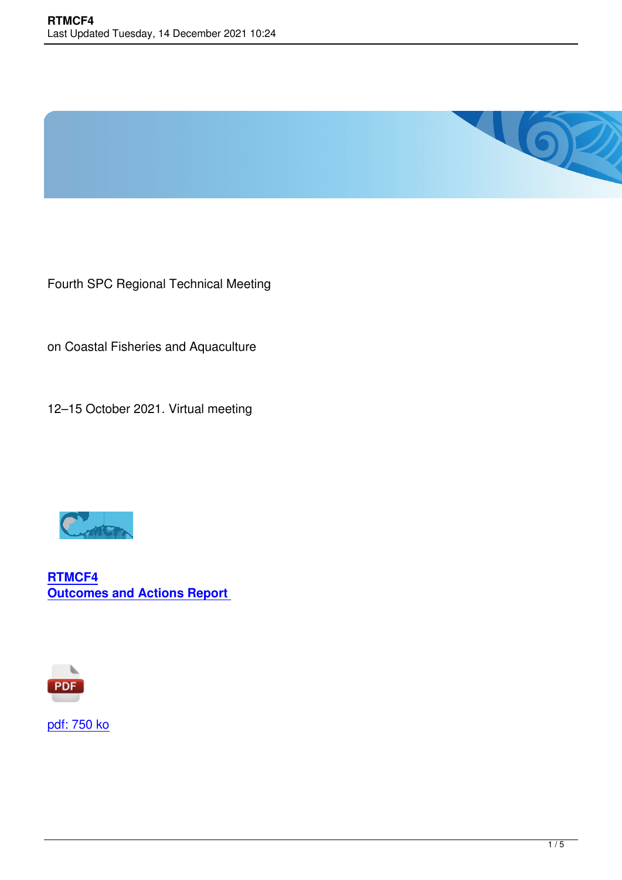Fourth SPC Regional Technical Meeting

on Coastal Fisheries and Aquaculture

12–15 October 2021. Virtual meeting

**RTMCF4**
**Outcomes and Actions Report**

pdf: 750 ko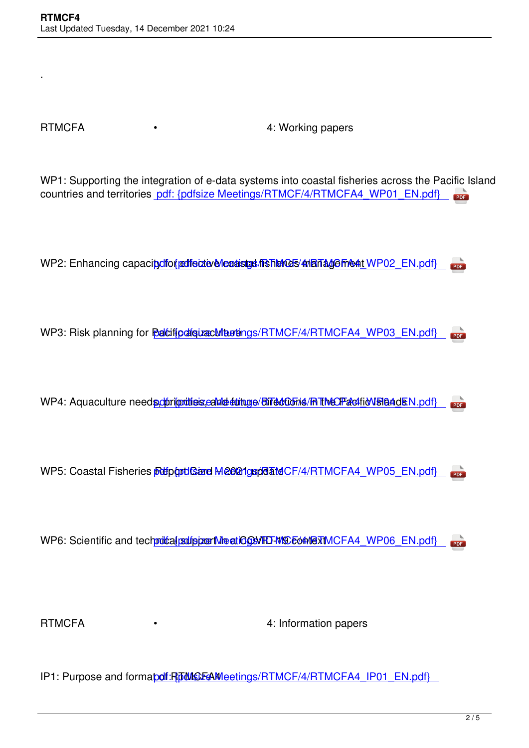.

RTMCFA • 4: Working papers

WP1: Supporting the integration of e-data systems into coastal fisheries across the Pacific Island countries and territories pdf: {pdfsize Meetings/RTMCF/4/RTMCFA4_WP01_EN.pdf}

WP2: Enhancing capacity for effective coastal fisheries management pdf: {pdfsize Meetings/RTMCF/4/RTMCFA4_WP02_EN.pdf}

WP3: Risk planning for Pacific aquaculture pdf: {pdfsize Meetings/RTMCF/4/RTMCFA4_WP03_EN.pdf}

WP4: Aquaculture needs, priorities, and future directions in the Pacific Islands pdf: {pdfsize Meetings/RTMCF/4/RTMCFA4_WP04_EN.pdf}

WP5: Coastal Fisheries Report Card – 2021 update pdf: {pdfsize Meetings/RTMCF/4/RTMCFA4_WP05_EN.pdf}

WP6: Scientific and technical support in a COVID-19 context pdf: {pdfsize Meetings/RTMCF/4/RTMCFA4_WP06_EN.pdf}

RTMCFA • 4: Information papers

IP1: Purpose and format of RTMCFA4 pdf: {pdfsize Meetings/RTMCF/4/RTMCFA4_IP01_EN.pdf}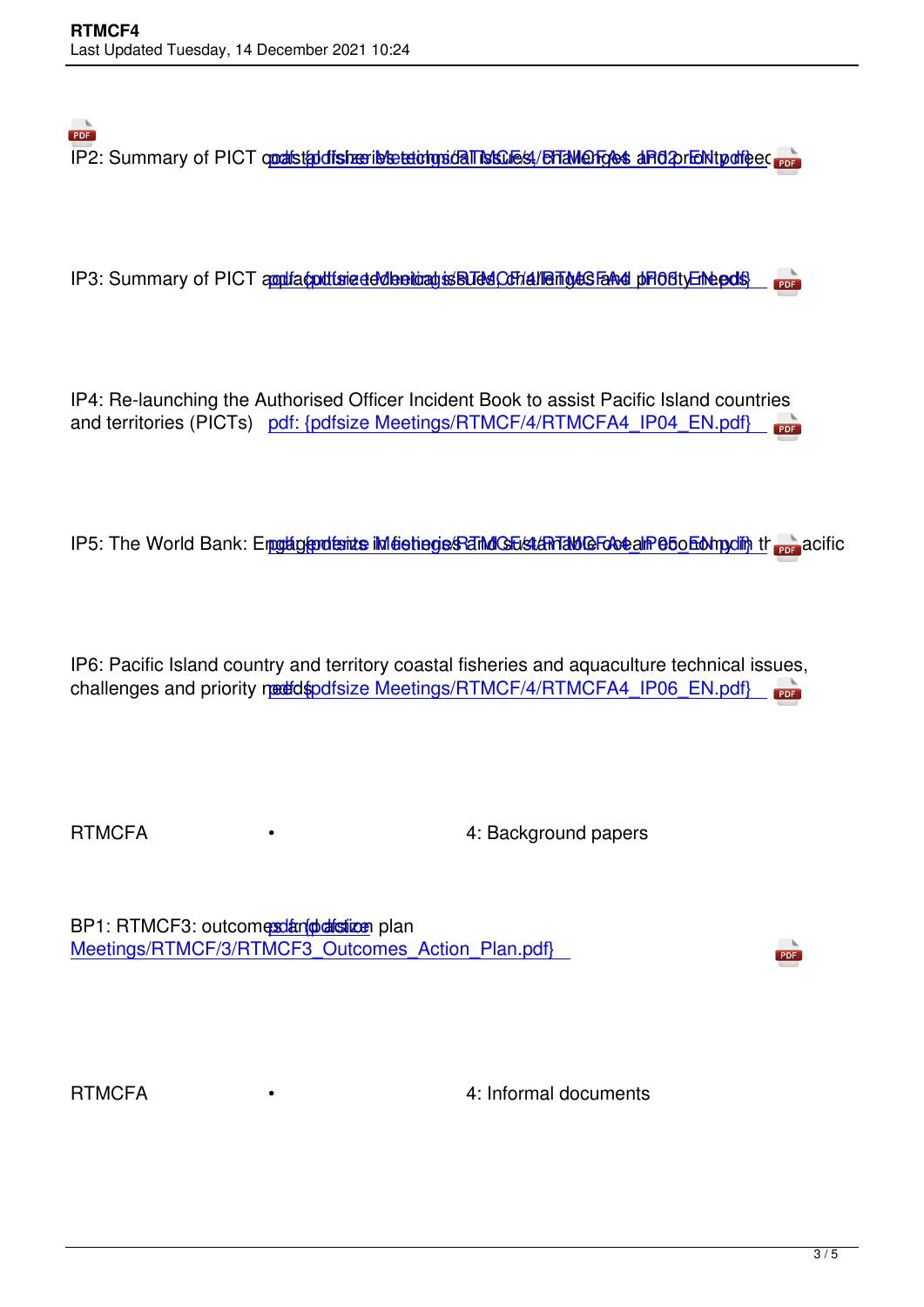IP2: Summary of PICT coastal fisheries technical issues, challenges and priority needs pdf: {pdfsize Meetings/RTMCF/4/RTMCFA4_IP02_EN.pdf}

IP3: Summary of PICT aquaculture technical issues, challenges and priority needs pdf: {pdfsize Meetings/RTMCF/4/RTMCFA4_IP03_EN.pdf}

IP4: Re-launching the Authorised Officer Incident Book to assist Pacific Island countries and territories (PICTs) pdf: {pdfsize Meetings/RTMCF/4/RTMCFA4_IP04_EN.pdf}

IP5: The World Bank: Engagement in fisheries and sustainable ocean economy in the Pacific pdf: {pdfsize Meetings/RTMCF/4/RTMCFA4_IP05_EN.pdf}

IP6: Pacific Island country and territory coastal fisheries and aquaculture technical issues, challenges and priority needs pdf: {pdfsize Meetings/RTMCF/4/RTMCFA4_IP06_EN.pdf}

RTMCFA • 4: Background papers

BP1: RTMCF3: outcomes and action plan pdf: {pdfsize Meetings/RTMCF/3/RTMCF3_Outcomes_Action_Plan.pdf}

RTMCFA • 4: Informal documents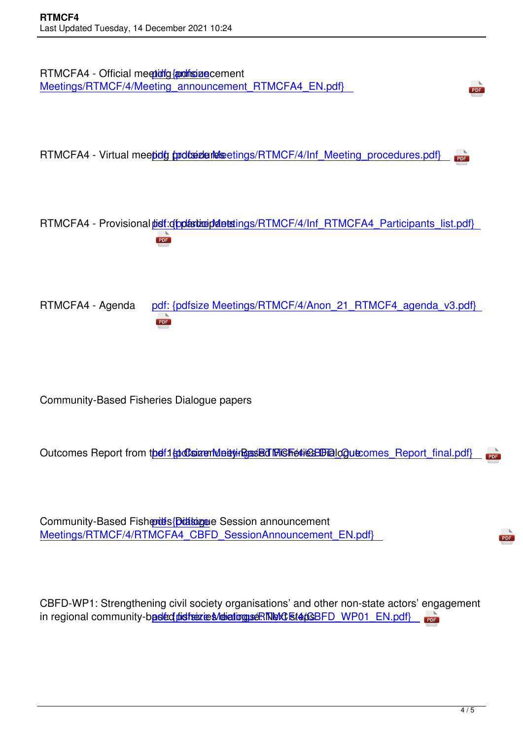RTMCFA4 - Official meeting announcement pdf: {pdfsize Meetings/RTMCF/4/Meeting_announcement_RTMCFA4_EN.pdf}

RTMCFA4 - Virtual meeting procedures pdf: {pdfsize Meetings/RTMCF/4/Inf_Meeting_procedures.pdf}

RTMCFA4 - Provisional list of participants pdf: {pdfsize Meetings/RTMCF/4/Inf_RTMCFA4_Participants_list.pdf}

RTMCFA4 - Agenda pdf: {pdfsize Meetings/RTMCF/4/Anon_21_RTMCF4_agenda_v3.pdf}

Community-Based Fisheries Dialogue papers

Outcomes Report from the 1st Community-Based Fisheries Dialogue pdf: {pdfsize Meetings/RTMCF/4/CBFD_Outcomes_Report_final.pdf}

Community-Based Fisheries Dialogue Session announcement pdf: {pdfsize Meetings/RTMCF/4/RTMCFA4_CBFD_SessionAnnouncement_EN.pdf}

CBFD-WP1: Strengthening civil society organisations' and other non-state actors' engagement in regional community-based fisheries dialogue: Next steps pdf: {pdfsize Meetings/RTMCF/4/CBFD_WP01_EN.pdf}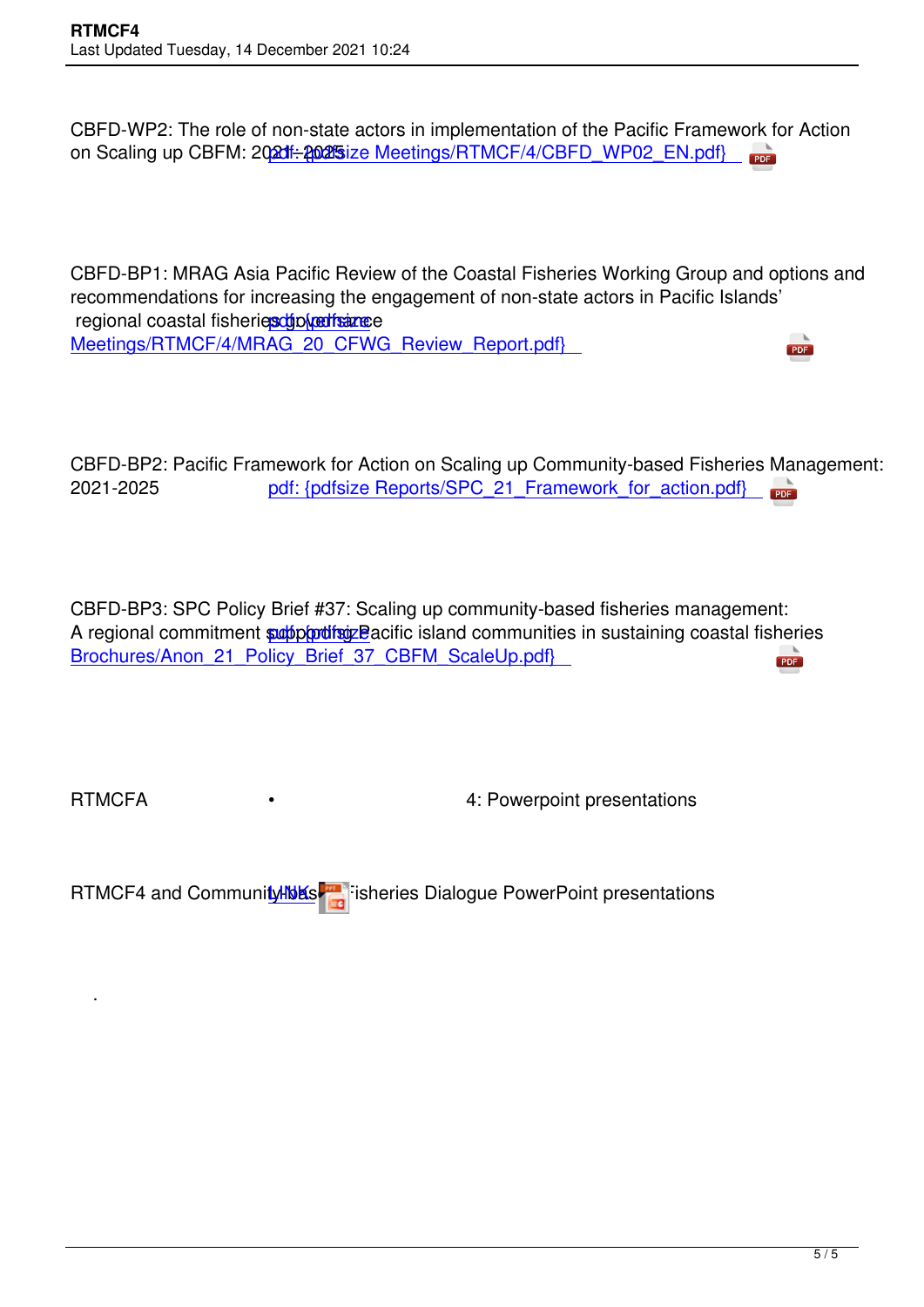CBFD-WP2: The role of non-state actors in implementation of the Pacific Framework for Action on Scaling up CBFM: 2021-2025 pdf: {pdfsize Meetings/RTMCF/4/CBFD_WP02_EN.pdf}

CBFD-BP1: MRAG Asia Pacific Review of the Coastal Fisheries Working Group and options and recommendations for increasing the engagement of non-state actors in Pacific Islands' regional coastal fisheries governance pdf: {pdfsize Meetings/RTMCF/4/MRAG_20_CFWG_Review_Report.pdf}

CBFD-BP2: Pacific Framework for Action on Scaling up Community-based Fisheries Management: 2021-2025 pdf: {pdfsize Reports/SPC_21_Framework_for_action.pdf}

CBFD-BP3: SPC Policy Brief #37: Scaling up community-based fisheries management: A regional commitment to support Pacific island communities in sustaining coastal fisheries pdf: {pdfsize Brochures/Anon_21_Policy_Brief_37_CBFM_ScaleUp.pdf}

RTMCFA • 4: Powerpoint presentations

RTMCF4 and Community-based Fisheries Dialogue PowerPoint presentations LINK

.